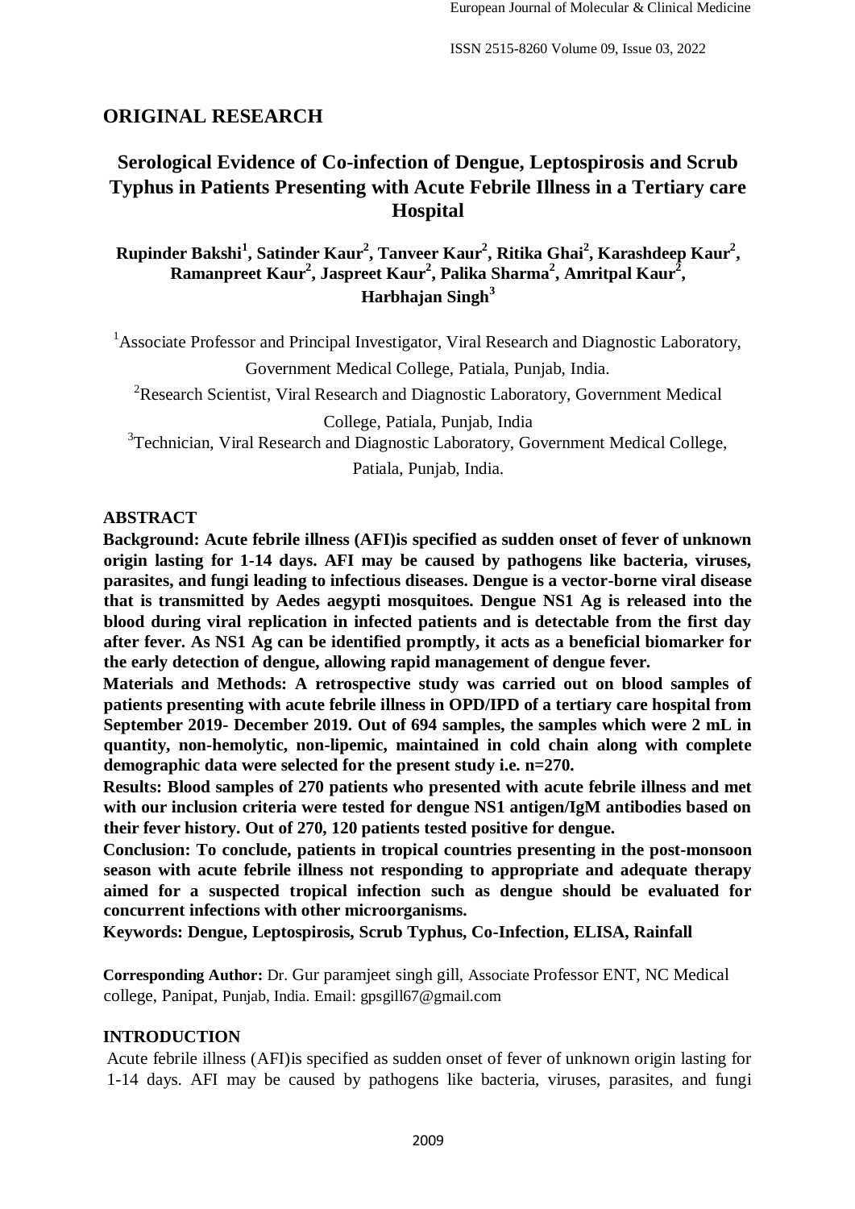## ORIGINAL RESEARCH

# Serological Evidence of Co-infection of Dengue, Leptospirosis and Scrub Typhus in Patients Presenting with Acute Febrile Illness in a Tertiary care Hospital

**Rupinder Bakshi[1], Satinder Kaur[2], Tanveer Kaur[2], Ritika Ghai[2], Karashdeep Kaur[2], Ramanpreet Kaur[2], Jaspreet Kaur[2], Palika Sharma[2], Amritpal Kaur[2], Harbhajan Singh[3]**

[1]Associate Professor and Principal Investigator, Viral Research and Diagnostic Laboratory, Government Medical College, Patiala, Punjab, India.

[2]Research Scientist, Viral Research and Diagnostic Laboratory, Government Medical College, Patiala, Punjab, India

[3]Technician, Viral Research and Diagnostic Laboratory, Government Medical College, Patiala, Punjab, India.

## ABSTRACT

**Background: Acute febrile illness (AFI)is specified as sudden onset of fever of unknown origin lasting for 1-14 days. AFI may be caused by pathogens like bacteria, viruses, parasites, and fungi leading to infectious diseases. Dengue is a vector-borne viral disease that is transmitted by Aedes aegypti mosquitoes. Dengue NS1 Ag is released into the blood during viral replication in infected patients and is detectable from the first day after fever. As NS1 Ag can be identified promptly, it acts as a beneficial biomarker for the early detection of dengue, allowing rapid management of dengue fever.**

**Materials and Methods: A retrospective study was carried out on blood samples of patients presenting with acute febrile illness in OPD/IPD of a tertiary care hospital from September 2019- December 2019. Out of 694 samples, the samples which were 2 mL in quantity, non-hemolytic, non-lipemic, maintained in cold chain along with complete demographic data were selected for the present study i.e. n=270.**

**Results: Blood samples of 270 patients who presented with acute febrile illness and met with our inclusion criteria were tested for dengue NS1 antigen/IgM antibodies based on their fever history. Out of 270, 120 patients tested positive for dengue.**

**Conclusion: To conclude, patients in tropical countries presenting in the post-monsoon season with acute febrile illness not responding to appropriate and adequate therapy aimed for a suspected tropical infection such as dengue should be evaluated for concurrent infections with other microorganisms.**

**Keywords: Dengue, Leptospirosis, Scrub Typhus, Co-Infection, ELISA, Rainfall**

**Corresponding Author:** Dr. Gur paramjeet singh gill, Associate Professor ENT, NC Medical college, Panipat, Punjab, India. Email: gpsgill67@gmail.com

## INTRODUCTION

Acute febrile illness (AFI)is specified as sudden onset of fever of unknown origin lasting for 1-14 days. AFI may be caused by pathogens like bacteria, viruses, parasites, and fungi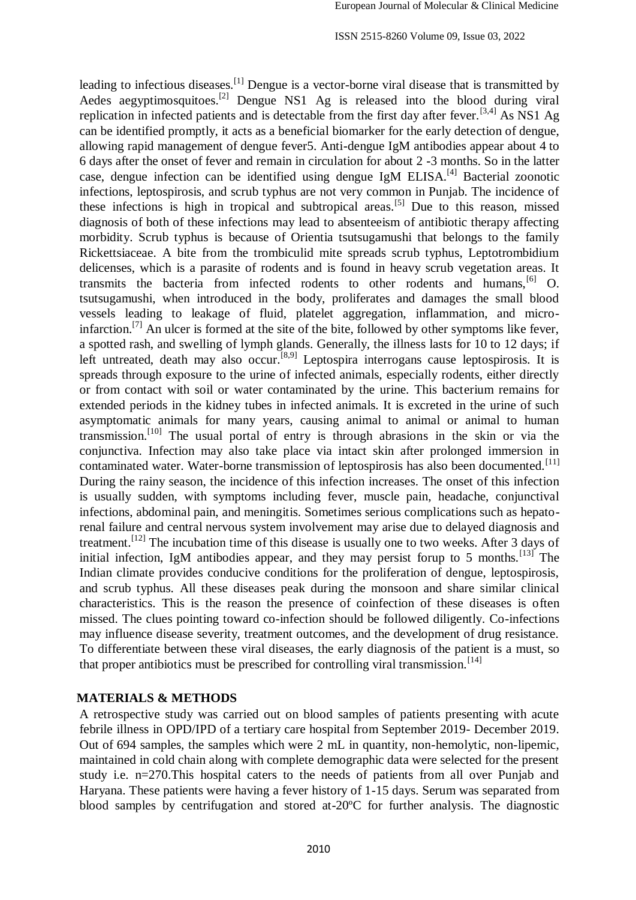leading to infectious diseases.[1] Dengue is a vector-borne viral disease that is transmitted by Aedes aegyptimosquitoes.[2] Dengue NS1 Ag is released into the blood during viral replication in infected patients and is detectable from the first day after fever.[3,4] As NS1 Ag can be identified promptly, it acts as a beneficial biomarker for the early detection of dengue, allowing rapid management of dengue fever5. Anti-dengue IgM antibodies appear about 4 to 6 days after the onset of fever and remain in circulation for about 2 -3 months. So in the latter case, dengue infection can be identified using dengue IgM ELISA.[4] Bacterial zoonotic infections, leptospirosis, and scrub typhus are not very common in Punjab. The incidence of these infections is high in tropical and subtropical areas.[5] Due to this reason, missed diagnosis of both of these infections may lead to absenteeism of antibiotic therapy affecting morbidity. Scrub typhus is because of Orientia tsutsugamushi that belongs to the family Rickettsiaceae. A bite from the trombiculid mite spreads scrub typhus, Leptotrombidium delicenses, which is a parasite of rodents and is found in heavy scrub vegetation areas. It transmits the bacteria from infected rodents to other rodents and humans,[6] O. tsutsugamushi, when introduced in the body, proliferates and damages the small blood vessels leading to leakage of fluid, platelet aggregation, inflammation, and micro-infarction.[7] An ulcer is formed at the site of the bite, followed by other symptoms like fever, a spotted rash, and swelling of lymph glands. Generally, the illness lasts for 10 to 12 days; if left untreated, death may also occur.[8,9] Leptospira interrogans cause leptospirosis. It is spreads through exposure to the urine of infected animals, especially rodents, either directly or from contact with soil or water contaminated by the urine. This bacterium remains for extended periods in the kidney tubes in infected animals. It is excreted in the urine of such asymptomatic animals for many years, causing animal to animal or animal to human transmission.[10] The usual portal of entry is through abrasions in the skin or via the conjunctiva. Infection may also take place via intact skin after prolonged immersion in contaminated water. Water-borne transmission of leptospirosis has also been documented.[11] During the rainy season, the incidence of this infection increases. The onset of this infection is usually sudden, with symptoms including fever, muscle pain, headache, conjunctival infections, abdominal pain, and meningitis. Sometimes serious complications such as hepato-renal failure and central nervous system involvement may arise due to delayed diagnosis and treatment.[12] The incubation time of this disease is usually one to two weeks. After 3 days of initial infection, IgM antibodies appear, and they may persist forup to 5 months.[13] The Indian climate provides conducive conditions for the proliferation of dengue, leptospirosis, and scrub typhus. All these diseases peak during the monsoon and share similar clinical characteristics. This is the reason the presence of coinfection of these diseases is often missed. The clues pointing toward co-infection should be followed diligently. Co-infections may influence disease severity, treatment outcomes, and the development of drug resistance. To differentiate between these viral diseases, the early diagnosis of the patient is a must, so that proper antibiotics must be prescribed for controlling viral transmission.[14]

## MATERIALS & METHODS

A retrospective study was carried out on blood samples of patients presenting with acute febrile illness in OPD/IPD of a tertiary care hospital from September 2019- December 2019. Out of 694 samples, the samples which were 2 mL in quantity, non-hemolytic, non-lipemic, maintained in cold chain along with complete demographic data were selected for the present study i.e. n=270.This hospital caters to the needs of patients from all over Punjab and Haryana. These patients were having a fever history of 1-15 days. Serum was separated from blood samples by centrifugation and stored at-20ºC for further analysis. The diagnostic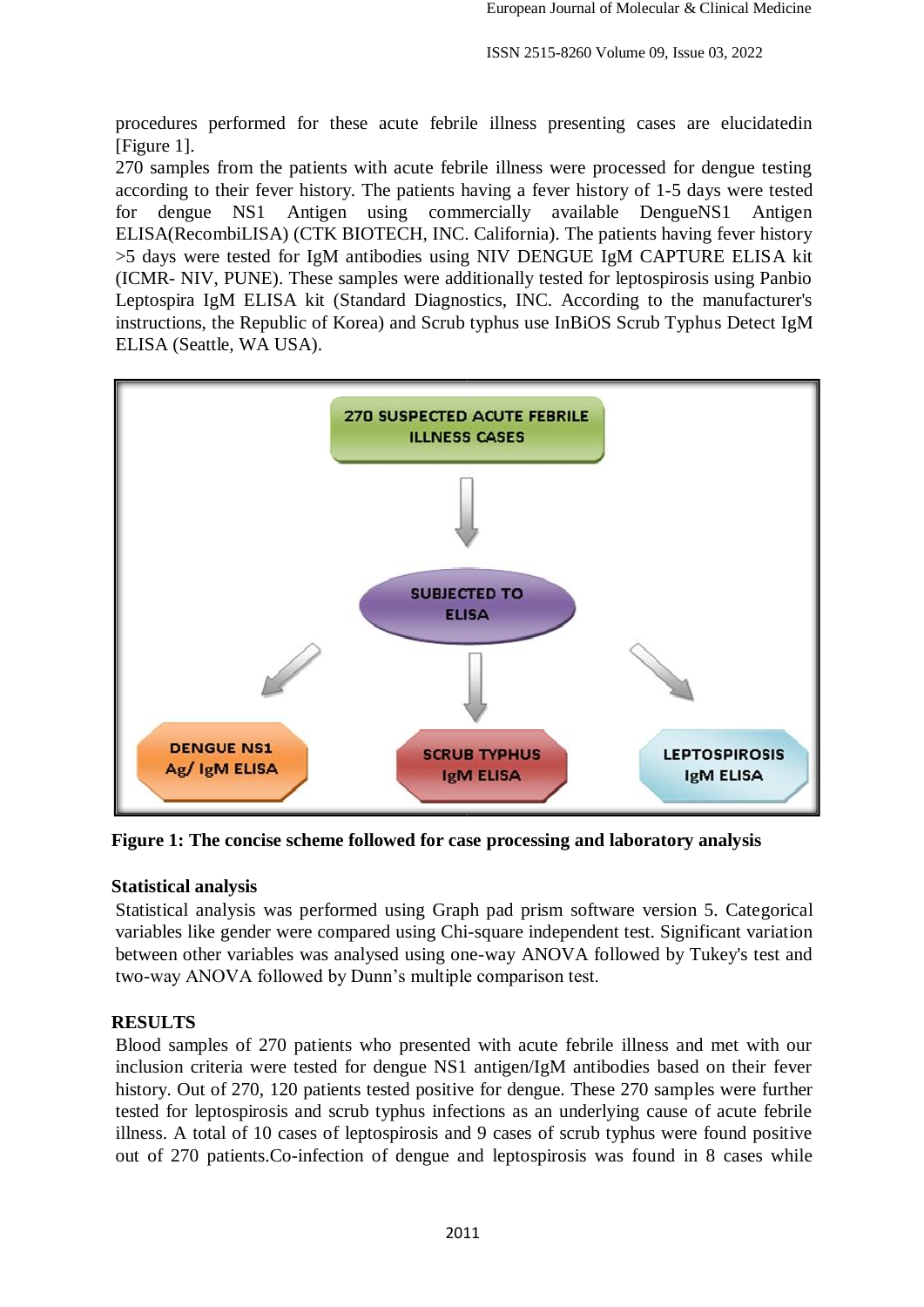procedures performed for these acute febrile illness presenting cases are elucidatedin [Figure 1].

270 samples from the patients with acute febrile illness were processed for dengue testing according to their fever history. The patients having a fever history of 1-5 days were tested for dengue NS1 Antigen using commercially available DengueNS1 Antigen ELISA(RecombiLISA) (CTK BIOTECH, INC. California). The patients having fever history >5 days were tested for IgM antibodies using NIV DENGUE IgM CAPTURE ELISA kit (ICMR- NIV, PUNE). These samples were additionally tested for leptospirosis using Panbio Leptospira IgM ELISA kit (Standard Diagnostics, INC. According to the manufacturer's instructions, the Republic of Korea) and Scrub typhus use InBiOS Scrub Typhus Detect IgM ELISA (Seattle, WA USA).

270 SUSPECTED ACUTE FEBRILE ILLNESS CASES

SUBJECTED TO ELISA

DENGUE NS1 Ag/ IgM ELISA

SCRUB TYPHUS IgM ELISA

LEPTOSPIROSIS IgM ELISA

**Figure 1: The concise scheme followed for case processing and laboratory analysis**

### Statistical analysis

Statistical analysis was performed using Graph pad prism software version 5. Categorical variables like gender were compared using Chi-square independent test. Significant variation between other variables was analysed using one-way ANOVA followed by Tukey's test and two-way ANOVA followed by Dunn's multiple comparison test.

## RESULTS

Blood samples of 270 patients who presented with acute febrile illness and met with our inclusion criteria were tested for dengue NS1 antigen/IgM antibodies based on their fever history. Out of 270, 120 patients tested positive for dengue. These 270 samples were further tested for leptospirosis and scrub typhus infections as an underlying cause of acute febrile illness. A total of 10 cases of leptospirosis and 9 cases of scrub typhus were found positive out of 270 patients.Co-infection of dengue and leptospirosis was found in 8 cases while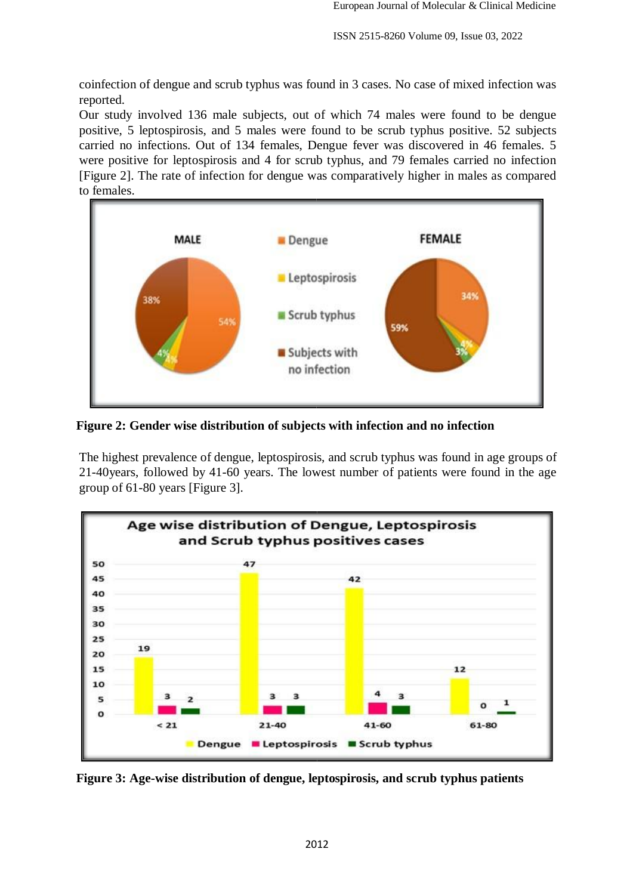coinfection of dengue and scrub typhus was found in 3 cases. No case of mixed infection was reported.

Our study involved 136 male subjects, out of which 74 males were found to be dengue positive, 5 leptospirosis, and 5 males were found to be scrub typhus positive. 52 subjects carried no infections. Out of 134 females, Dengue fever was discovered in 46 females. 5 were positive for leptospirosis and 4 for scrub typhus, and 79 females carried no infection [Figure 2]. The rate of infection for dengue was comparatively higher in males as compared to females.

**Figure 2: Gender wise distribution of subjects with infection and no infection**

The highest prevalence of dengue, leptospirosis, and scrub typhus was found in age groups of 21-40years, followed by 41-60 years. The lowest number of patients were found in the age group of 61-80 years [Figure 3].

**Figure 3: Age-wise distribution of dengue, leptospirosis, and scrub typhus patients**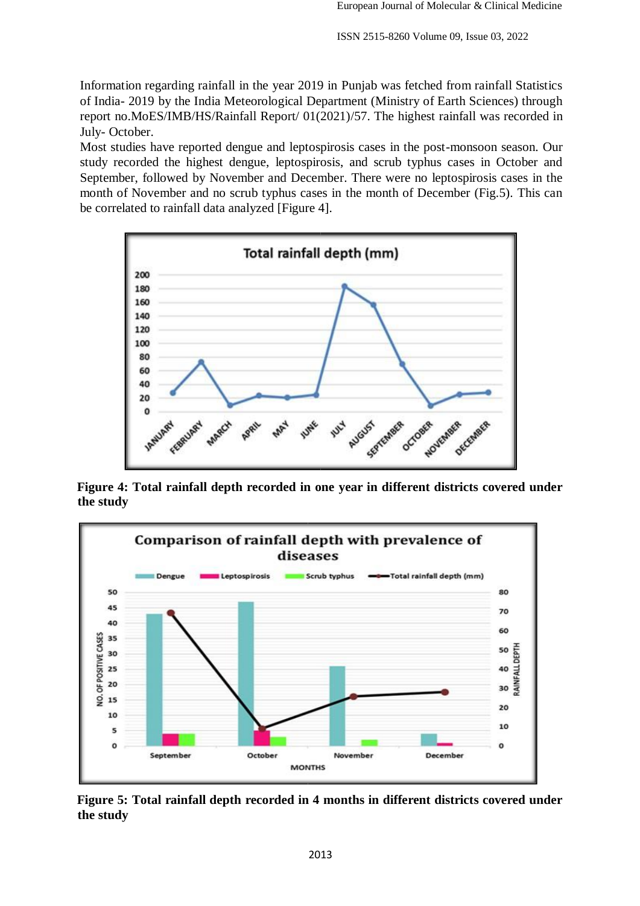Information regarding rainfall in the year 2019 in Punjab was fetched from rainfall Statistics of India- 2019 by the India Meteorological Department (Ministry of Earth Sciences) through report no.MoES/IMB/HS/Rainfall Report/ 01(2021)/57. The highest rainfall was recorded in July- October.

Most studies have reported dengue and leptospirosis cases in the post-monsoon season. Our study recorded the highest dengue, leptospirosis, and scrub typhus cases in October and September, followed by November and December. There were no leptospirosis cases in the month of November and no scrub typhus cases in the month of December (Fig.5). This can be correlated to rainfall data analyzed [Figure 4].

**Figure 4: Total rainfall depth recorded in one year in different districts covered under the study**

**Figure 5: Total rainfall depth recorded in 4 months in different districts covered under the study**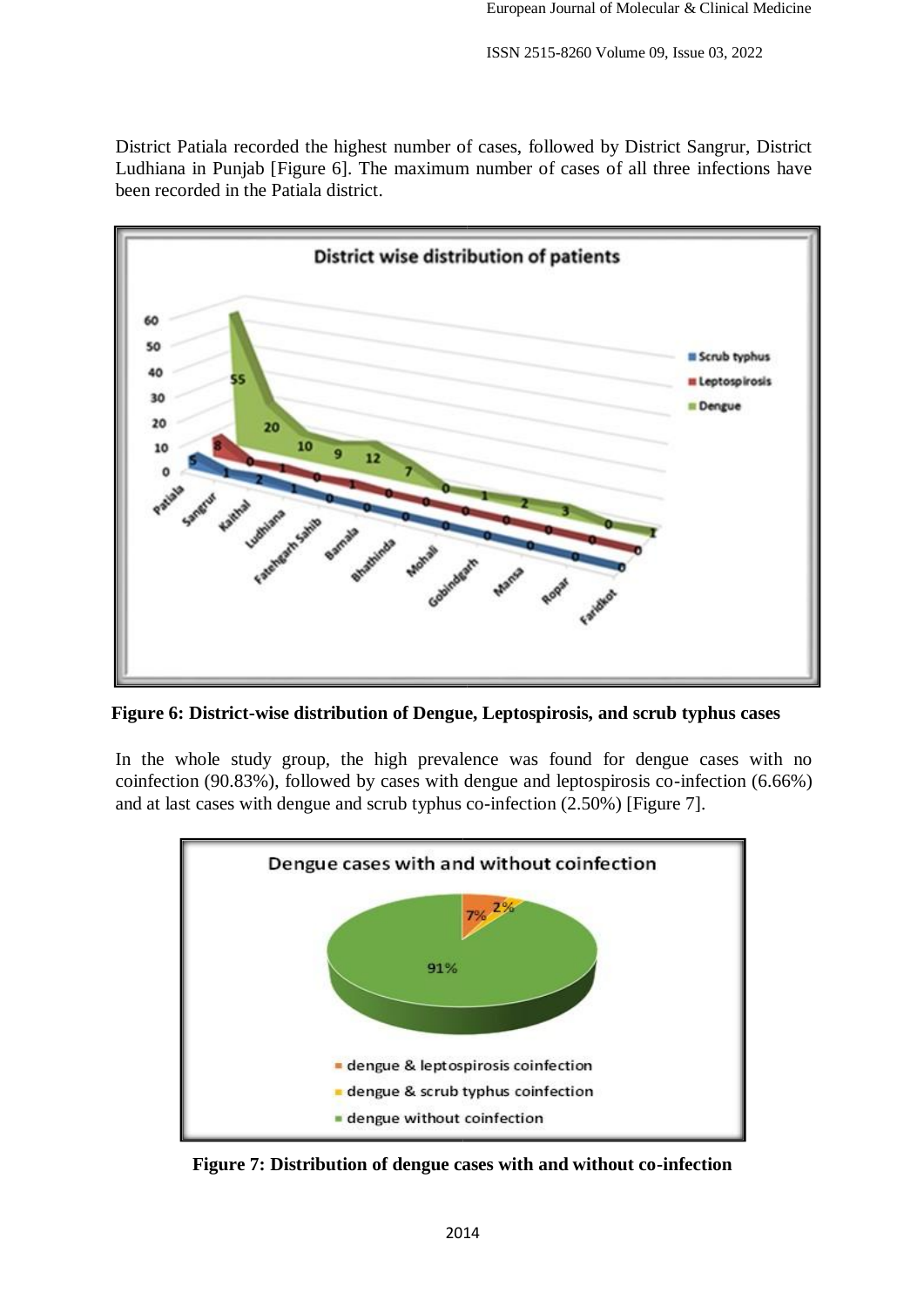District Patiala recorded the highest number of cases, followed by District Sangrur, District Ludhiana in Punjab [Figure 6]. The maximum number of cases of all three infections have been recorded in the Patiala district.

**Figure 6: District-wise distribution of Dengue, Leptospirosis, and scrub typhus cases**

In the whole study group, the high prevalence was found for dengue cases with no coinfection (90.83%), followed by cases with dengue and leptospirosis co-infection (6.66%) and at last cases with dengue and scrub typhus co-infection (2.50%) [Figure 7].

**Figure 7: Distribution of dengue cases with and without co-infection**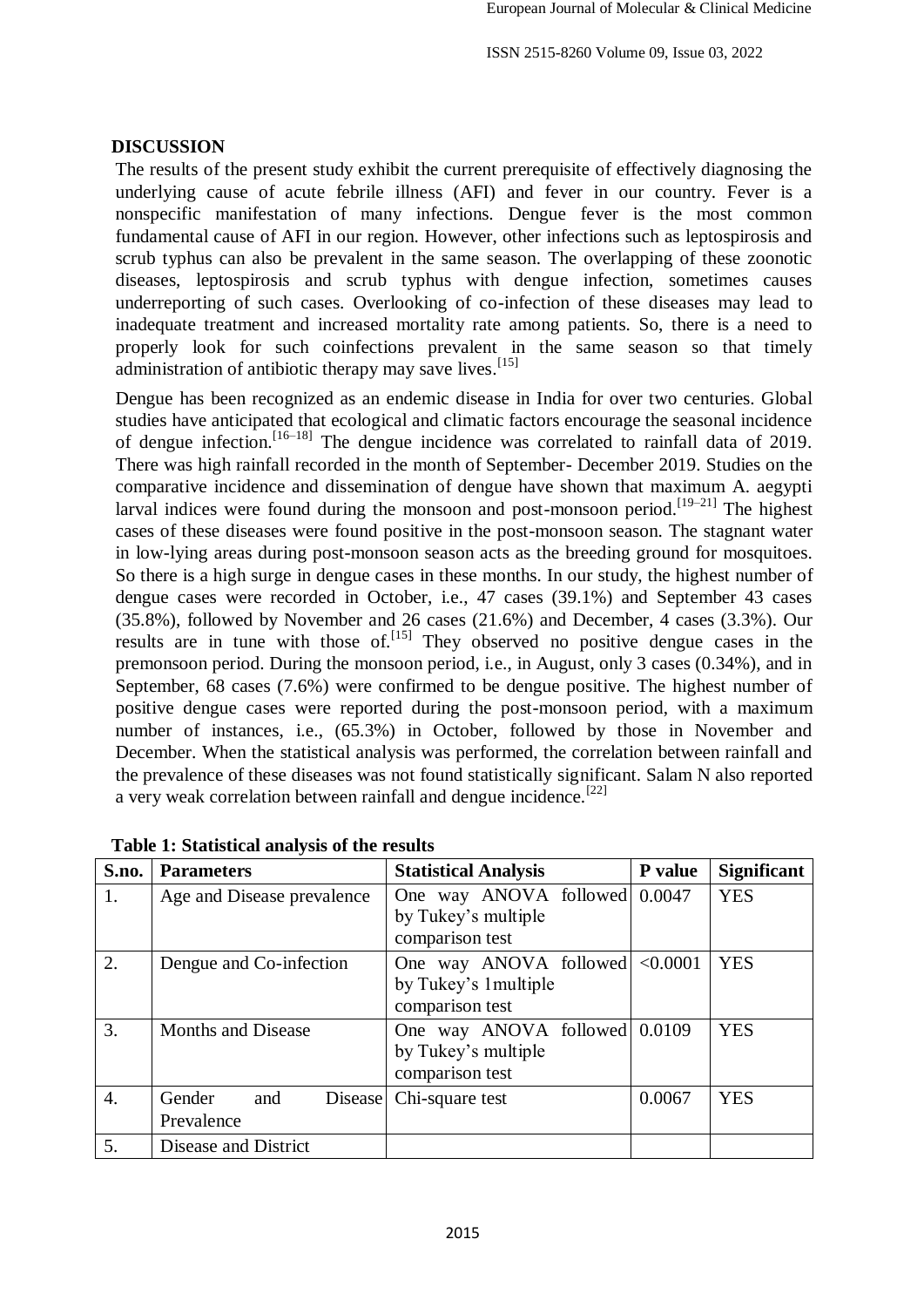## DISCUSSION

The results of the present study exhibit the current prerequisite of effectively diagnosing the underlying cause of acute febrile illness (AFI) and fever in our country. Fever is a nonspecific manifestation of many infections. Dengue fever is the most common fundamental cause of AFI in our region. However, other infections such as leptospirosis and scrub typhus can also be prevalent in the same season. The overlapping of these zoonotic diseases, leptospirosis and scrub typhus with dengue infection, sometimes causes underreporting of such cases. Overlooking of co-infection of these diseases may lead to inadequate treatment and increased mortality rate among patients. So, there is a need to properly look for such coinfections prevalent in the same season so that timely administration of antibiotic therapy may save lives.[15]

Dengue has been recognized as an endemic disease in India for over two centuries. Global studies have anticipated that ecological and climatic factors encourage the seasonal incidence of dengue infection.[16–18] The dengue incidence was correlated to rainfall data of 2019. There was high rainfall recorded in the month of September- December 2019. Studies on the comparative incidence and dissemination of dengue have shown that maximum A. aegypti larval indices were found during the monsoon and post-monsoon period.[19–21] The highest cases of these diseases were found positive in the post-monsoon season. The stagnant water in low-lying areas during post-monsoon season acts as the breeding ground for mosquitoes. So there is a high surge in dengue cases in these months. In our study, the highest number of dengue cases were recorded in October, i.e., 47 cases (39.1%) and September 43 cases (35.8%), followed by November and 26 cases (21.6%) and December, 4 cases (3.3%). Our results are in tune with those of.[15] They observed no positive dengue cases in the premonsoon period. During the monsoon period, i.e., in August, only 3 cases (0.34%), and in September, 68 cases (7.6%) were confirmed to be dengue positive. The highest number of positive dengue cases were reported during the post-monsoon period, with a maximum number of instances, i.e., (65.3%) in October, followed by those in November and December. When the statistical analysis was performed, the correlation between rainfall and the prevalence of these diseases was not found statistically significant. Salam N also reported a very weak correlation between rainfall and dengue incidence.[22]

**Table 1: Statistical analysis of the results**

| S.no. | Parameters | Statistical Analysis | P value | Significant |
|---|---|---|---|---|
| 1. | Age and Disease prevalence | One way ANOVA followed by Tukey's multiple comparison test | 0.0047 | YES |
| 2. | Dengue and Co-infection | One way ANOVA followed by Tukey's 1multiple comparison test | <0.0001 | YES |
| 3. | Months and Disease | One way ANOVA followed by Tukey's multiple comparison test | 0.0109 | YES |
| 4. | Gender and Disease Prevalence | Chi-square test | 0.0067 | YES |
| 5. | Disease and District | | | |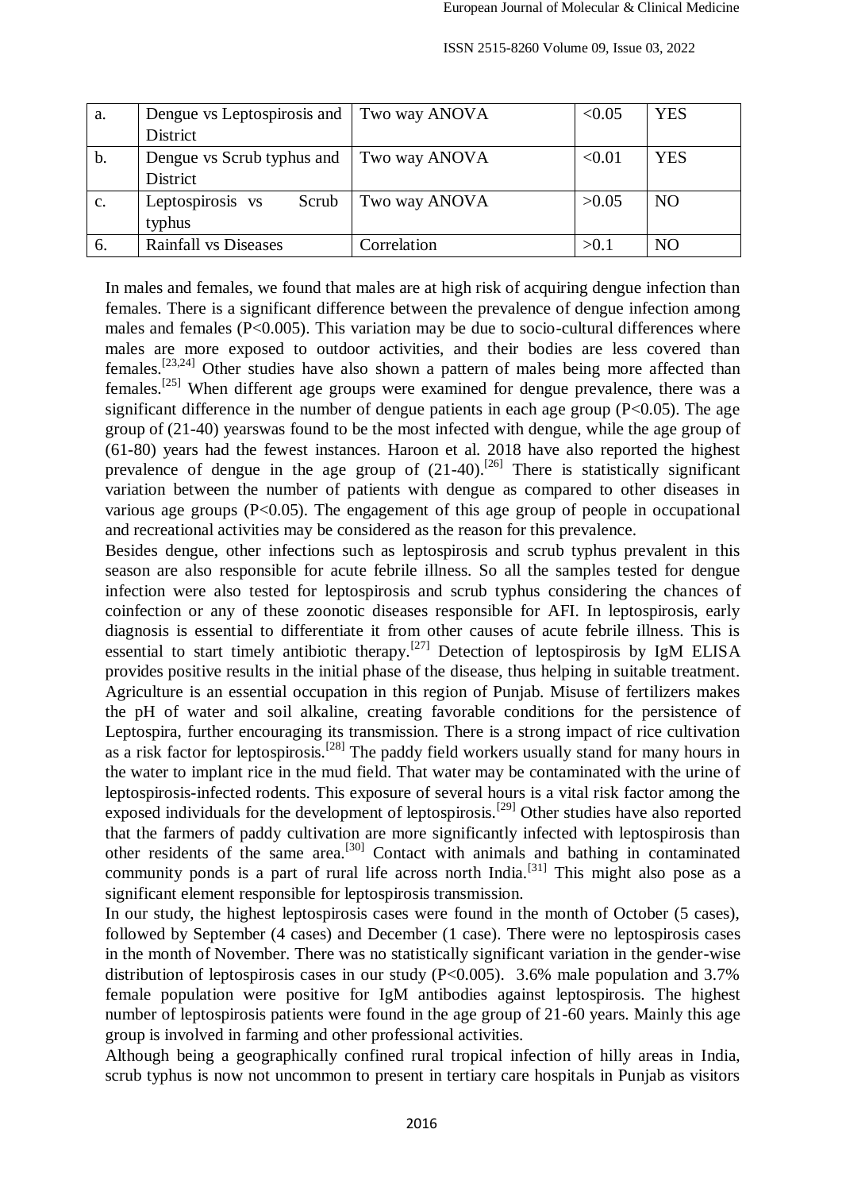| a. | Dengue vs Leptospirosis and District | Two way ANOVA | <0.05 | YES |
|---|---|---|---|---|
| b. | Dengue vs Scrub typhus and District | Two way ANOVA | <0.01 | YES |
| c. | Leptospirosis vs Scrub typhus | Two way ANOVA | >0.05 | NO |
| 6. | Rainfall vs Diseases | Correlation | >0.1 | NO |

In males and females, we found that males are at high risk of acquiring dengue infection than females. There is a significant difference between the prevalence of dengue infection among males and females (P<0.005). This variation may be due to socio-cultural differences where males are more exposed to outdoor activities, and their bodies are less covered than females.[23,24] Other studies have also shown a pattern of males being more affected than females.[25] When different age groups were examined for dengue prevalence, there was a significant difference in the number of dengue patients in each age group (P<0.05). The age group of (21-40) yearswas found to be the most infected with dengue, while the age group of (61-80) years had the fewest instances. Haroon et al. 2018 have also reported the highest prevalence of dengue in the age group of (21-40).[26] There is statistically significant variation between the number of patients with dengue as compared to other diseases in various age groups (P<0.05). The engagement of this age group of people in occupational and recreational activities may be considered as the reason for this prevalence.

Besides dengue, other infections such as leptospirosis and scrub typhus prevalent in this season are also responsible for acute febrile illness. So all the samples tested for dengue infection were also tested for leptospirosis and scrub typhus considering the chances of coinfection or any of these zoonotic diseases responsible for AFI. In leptospirosis, early diagnosis is essential to differentiate it from other causes of acute febrile illness. This is essential to start timely antibiotic therapy.[27] Detection of leptospirosis by IgM ELISA provides positive results in the initial phase of the disease, thus helping in suitable treatment. Agriculture is an essential occupation in this region of Punjab. Misuse of fertilizers makes the pH of water and soil alkaline, creating favorable conditions for the persistence of Leptospira, further encouraging its transmission. There is a strong impact of rice cultivation as a risk factor for leptospirosis.[28] The paddy field workers usually stand for many hours in the water to implant rice in the mud field. That water may be contaminated with the urine of leptospirosis-infected rodents. This exposure of several hours is a vital risk factor among the exposed individuals for the development of leptospirosis.[29] Other studies have also reported that the farmers of paddy cultivation are more significantly infected with leptospirosis than other residents of the same area.[30] Contact with animals and bathing in contaminated community ponds is a part of rural life across north India.[31] This might also pose as a significant element responsible for leptospirosis transmission.

In our study, the highest leptospirosis cases were found in the month of October (5 cases), followed by September (4 cases) and December (1 case). There were no leptospirosis cases in the month of November. There was no statistically significant variation in the gender-wise distribution of leptospirosis cases in our study (P<0.005). 3.6% male population and 3.7% female population were positive for IgM antibodies against leptospirosis. The highest number of leptospirosis patients were found in the age group of 21-60 years. Mainly this age group is involved in farming and other professional activities.

Although being a geographically confined rural tropical infection of hilly areas in India, scrub typhus is now not uncommon to present in tertiary care hospitals in Punjab as visitors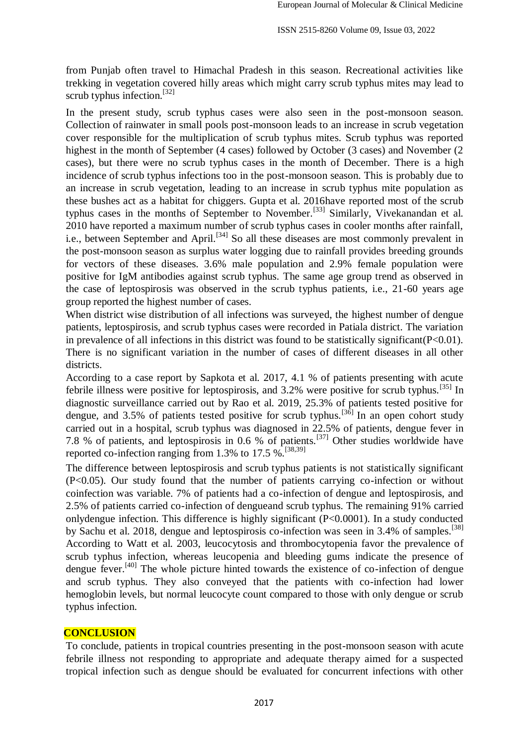from Punjab often travel to Himachal Pradesh in this season. Recreational activities like trekking in vegetation covered hilly areas which might carry scrub typhus mites may lead to scrub typhus infection.[32]

In the present study, scrub typhus cases were also seen in the post-monsoon season. Collection of rainwater in small pools post-monsoon leads to an increase in scrub vegetation cover responsible for the multiplication of scrub typhus mites. Scrub typhus was reported highest in the month of September (4 cases) followed by October (3 cases) and November (2 cases), but there were no scrub typhus cases in the month of December. There is a high incidence of scrub typhus infections too in the post-monsoon season. This is probably due to an increase in scrub vegetation, leading to an increase in scrub typhus mite population as these bushes act as a habitat for chiggers. Gupta et al. 2016have reported most of the scrub typhus cases in the months of September to November.[33] Similarly, Vivekanandan et al. 2010 have reported a maximum number of scrub typhus cases in cooler months after rainfall, i.e., between September and April.[34] So all these diseases are most commonly prevalent in the post-monsoon season as surplus water logging due to rainfall provides breeding grounds for vectors of these diseases. 3.6% male population and 2.9% female population were positive for IgM antibodies against scrub typhus. The same age group trend as observed in the case of leptospirosis was observed in the scrub typhus patients, i.e., 21-60 years age group reported the highest number of cases.

When district wise distribution of all infections was surveyed, the highest number of dengue patients, leptospirosis, and scrub typhus cases were recorded in Patiala district. The variation in prevalence of all infections in this district was found to be statistically significant($P<0.01$). There is no significant variation in the number of cases of different diseases in all other districts.

According to a case report by Sapkota et al. 2017, 4.1 % of patients presenting with acute febrile illness were positive for leptospirosis, and 3.2% were positive for scrub typhus.[35] In diagnostic surveillance carried out by Rao et al. 2019, 25.3% of patients tested positive for dengue, and 3.5% of patients tested positive for scrub typhus.[36] In an open cohort study carried out in a hospital, scrub typhus was diagnosed in 22.5% of patients, dengue fever in 7.8 % of patients, and leptospirosis in 0.6 % of patients.[37] Other studies worldwide have reported co-infection ranging from 1.3% to 17.5 %.[38,39]

The difference between leptospirosis and scrub typhus patients is not statistically significant ($P<0.05$). Our study found that the number of patients carrying co-infection or without coinfection was variable. 7% of patients had a co-infection of dengue and leptospirosis, and 2.5% of patients carried co-infection of dengueand scrub typhus. The remaining 91% carried onlydengue infection. This difference is highly significant ($P<0.0001$). In a study conducted by Sachu et al. 2018, dengue and leptospirosis co-infection was seen in 3.4% of samples.[38] According to Watt et al. 2003, leucocytosis and thrombocytopenia favor the prevalence of scrub typhus infection, whereas leucopenia and bleeding gums indicate the presence of dengue fever.[40] The whole picture hinted towards the existence of co-infection of dengue and scrub typhus. They also conveyed that the patients with co-infection had lower hemoglobin levels, but normal leucocyte count compared to those with only dengue or scrub typhus infection.

## CONCLUSION

To conclude, patients in tropical countries presenting in the post-monsoon season with acute febrile illness not responding to appropriate and adequate therapy aimed for a suspected tropical infection such as dengue should be evaluated for concurrent infections with other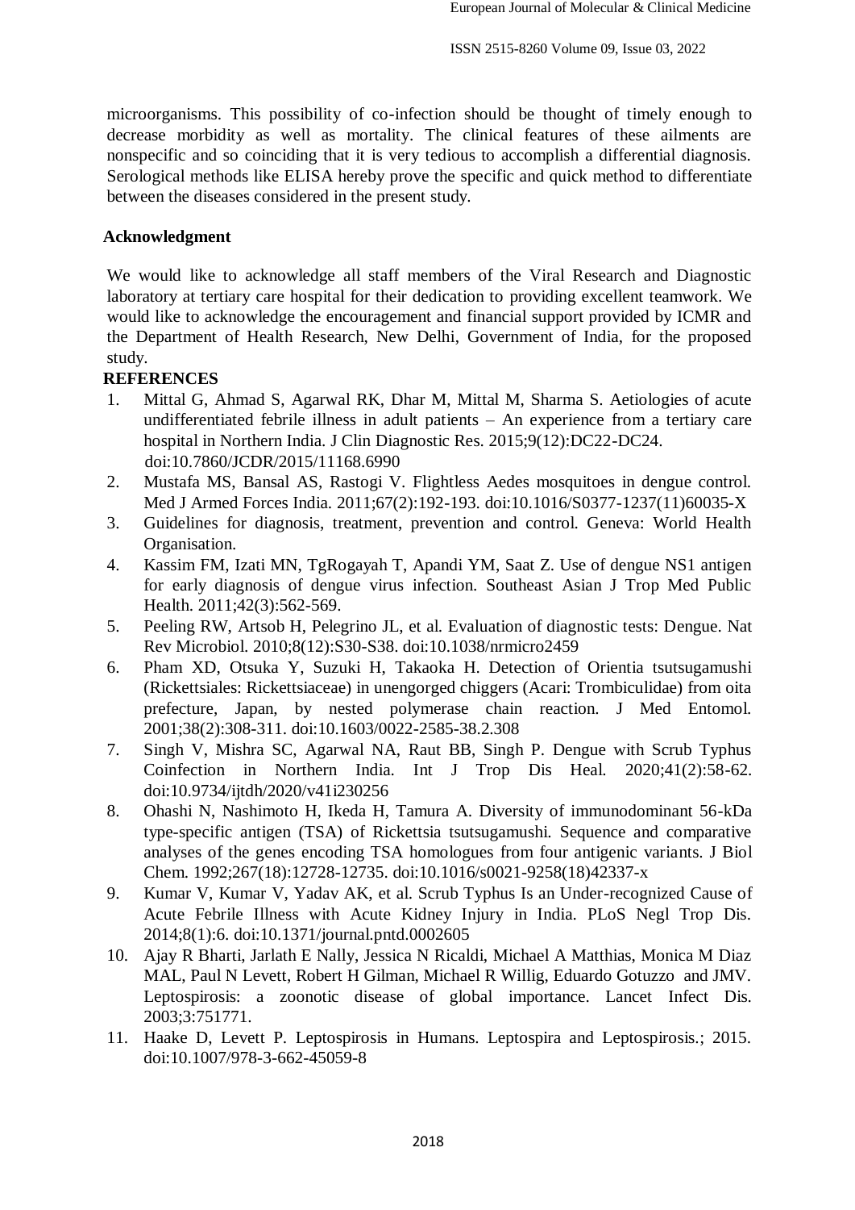microorganisms. This possibility of co-infection should be thought of timely enough to decrease morbidity as well as mortality. The clinical features of these ailments are nonspecific and so coinciding that it is very tedious to accomplish a differential diagnosis. Serological methods like ELISA hereby prove the specific and quick method to differentiate between the diseases considered in the present study.

## Acknowledgment

We would like to acknowledge all staff members of the Viral Research and Diagnostic laboratory at tertiary care hospital for their dedication to providing excellent teamwork. We would like to acknowledge the encouragement and financial support provided by ICMR and the Department of Health Research, New Delhi, Government of India, for the proposed study.

## REFERENCES

1. Mittal G, Ahmad S, Agarwal RK, Dhar M, Mittal M, Sharma S. Aetiologies of acute undifferentiated febrile illness in adult patients – An experience from a tertiary care hospital in Northern India. J Clin Diagnostic Res. 2015;9(12):DC22-DC24. doi:10.7860/JCDR/2015/11168.6990
2. Mustafa MS, Bansal AS, Rastogi V. Flightless Aedes mosquitoes in dengue control. Med J Armed Forces India. 2011;67(2):192-193. doi:10.1016/S0377-1237(11)60035-X
3. Guidelines for diagnosis, treatment, prevention and control. Geneva: World Health Organisation.
4. Kassim FM, Izati MN, TgRogayah T, Apandi YM, Saat Z. Use of dengue NS1 antigen for early diagnosis of dengue virus infection. Southeast Asian J Trop Med Public Health. 2011;42(3):562-569.
5. Peeling RW, Artsob H, Pelegrino JL, et al. Evaluation of diagnostic tests: Dengue. Nat Rev Microbiol. 2010;8(12):S30-S38. doi:10.1038/nrmicro2459
6. Pham XD, Otsuka Y, Suzuki H, Takaoka H. Detection of Orientia tsutsugamushi (Rickettsiales: Rickettsiaceae) in unengorged chiggers (Acari: Trombiculidae) from oita prefecture, Japan, by nested polymerase chain reaction. J Med Entomol. 2001;38(2):308-311. doi:10.1603/0022-2585-38.2.308
7. Singh V, Mishra SC, Agarwal NA, Raut BB, Singh P. Dengue with Scrub Typhus Coinfection in Northern India. Int J Trop Dis Heal. 2020;41(2):58-62. doi:10.9734/ijtdh/2020/v41i230256
8. Ohashi N, Nashimoto H, Ikeda H, Tamura A. Diversity of immunodominant 56-kDa type-specific antigen (TSA) of Rickettsia tsutsugamushi. Sequence and comparative analyses of the genes encoding TSA homologues from four antigenic variants. J Biol Chem. 1992;267(18):12728-12735. doi:10.1016/s0021-9258(18)42337-x
9. Kumar V, Kumar V, Yadav AK, et al. Scrub Typhus Is an Under-recognized Cause of Acute Febrile Illness with Acute Kidney Injury in India. PLoS Negl Trop Dis. 2014;8(1):6. doi:10.1371/journal.pntd.0002605
10. Ajay R Bharti, Jarlath E Nally, Jessica N Ricaldi, Michael A Matthias, Monica M Diaz MAL, Paul N Levett, Robert H Gilman, Michael R Willig, Eduardo Gotuzzo and JMV. Leptospirosis: a zoonotic disease of global importance. Lancet Infect Dis. 2003;3:751771.
11. Haake D, Levett P. Leptospirosis in Humans. Leptospira and Leptospirosis.; 2015. doi:10.1007/978-3-662-45059-8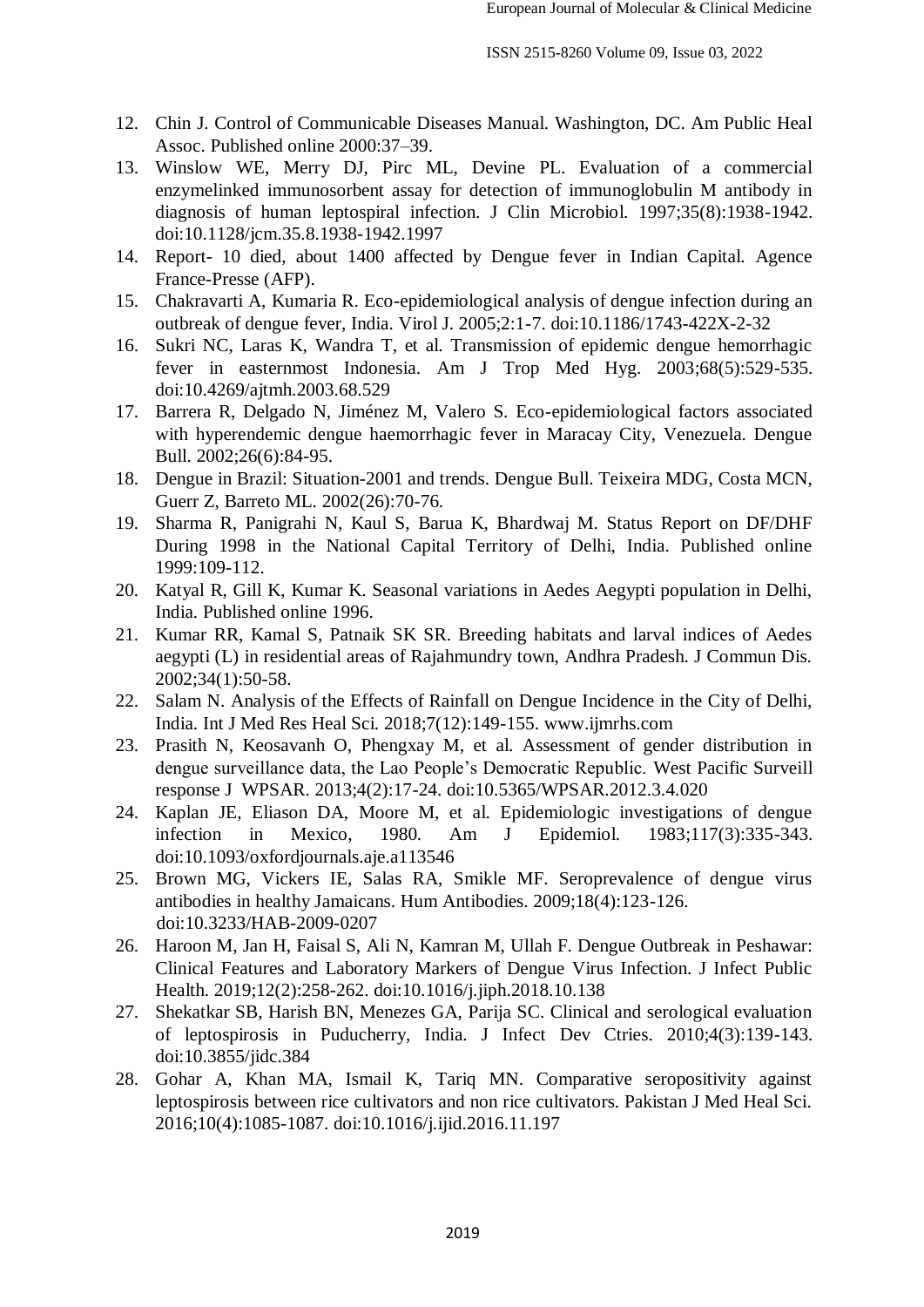12. Chin J. Control of Communicable Diseases Manual. Washington, DC. Am Public Heal Assoc. Published online 2000:37–39.
13. Winslow WE, Merry DJ, Pirc ML, Devine PL. Evaluation of a commercial enzymelinked immunosorbent assay for detection of immunoglobulin M antibody in diagnosis of human leptospiral infection. J Clin Microbiol. 1997;35(8):1938-1942. doi:10.1128/jcm.35.8.1938-1942.1997
14. Report- 10 died, about 1400 affected by Dengue fever in Indian Capital. Agence France-Presse (AFP).
15. Chakravarti A, Kumaria R. Eco-epidemiological analysis of dengue infection during an outbreak of dengue fever, India. Virol J. 2005;2:1-7. doi:10.1186/1743-422X-2-32
16. Sukri NC, Laras K, Wandra T, et al. Transmission of epidemic dengue hemorrhagic fever in easternmost Indonesia. Am J Trop Med Hyg. 2003;68(5):529-535. doi:10.4269/ajtmh.2003.68.529
17. Barrera R, Delgado N, Jiménez M, Valero S. Eco-epidemiological factors associated with hyperendemic dengue haemorrhagic fever in Maracay City, Venezuela. Dengue Bull. 2002;26(6):84-95.
18. Dengue in Brazil: Situation-2001 and trends. Dengue Bull. Teixeira MDG, Costa MCN, Guerr Z, Barreto ML. 2002(26):70-76.
19. Sharma R, Panigrahi N, Kaul S, Barua K, Bhardwaj M. Status Report on DF/DHF During 1998 in the National Capital Territory of Delhi, India. Published online 1999:109-112.
20. Katyal R, Gill K, Kumar K. Seasonal variations in Aedes Aegypti population in Delhi, India. Published online 1996.
21. Kumar RR, Kamal S, Patnaik SK SR. Breeding habitats and larval indices of Aedes aegypti (L) in residential areas of Rajahmundry town, Andhra Pradesh. J Commun Dis. 2002;34(1):50-58.
22. Salam N. Analysis of the Effects of Rainfall on Dengue Incidence in the City of Delhi, India. Int J Med Res Heal Sci. 2018;7(12):149-155. www.ijmrhs.com
23. Prasith N, Keosavanh O, Phengxay M, et al. Assessment of gender distribution in dengue surveillance data, the Lao People's Democratic Republic. West Pacific Surveill response J WPSAR. 2013;4(2):17-24. doi:10.5365/WPSAR.2012.3.4.020
24. Kaplan JE, Eliason DA, Moore M, et al. Epidemiologic investigations of dengue infection in Mexico, 1980. Am J Epidemiol. 1983;117(3):335-343. doi:10.1093/oxfordjournals.aje.a113546
25. Brown MG, Vickers IE, Salas RA, Smikle MF. Seroprevalence of dengue virus antibodies in healthy Jamaicans. Hum Antibodies. 2009;18(4):123-126. doi:10.3233/HAB-2009-0207
26. Haroon M, Jan H, Faisal S, Ali N, Kamran M, Ullah F. Dengue Outbreak in Peshawar: Clinical Features and Laboratory Markers of Dengue Virus Infection. J Infect Public Health. 2019;12(2):258-262. doi:10.1016/j.jiph.2018.10.138
27. Shekatkar SB, Harish BN, Menezes GA, Parija SC. Clinical and serological evaluation of leptospirosis in Puducherry, India. J Infect Dev Ctries. 2010;4(3):139-143. doi:10.3855/jidc.384
28. Gohar A, Khan MA, Ismail K, Tariq MN. Comparative seropositivity against leptospirosis between rice cultivators and non rice cultivators. Pakistan J Med Heal Sci. 2016;10(4):1085-1087. doi:10.1016/j.ijid.2016.11.197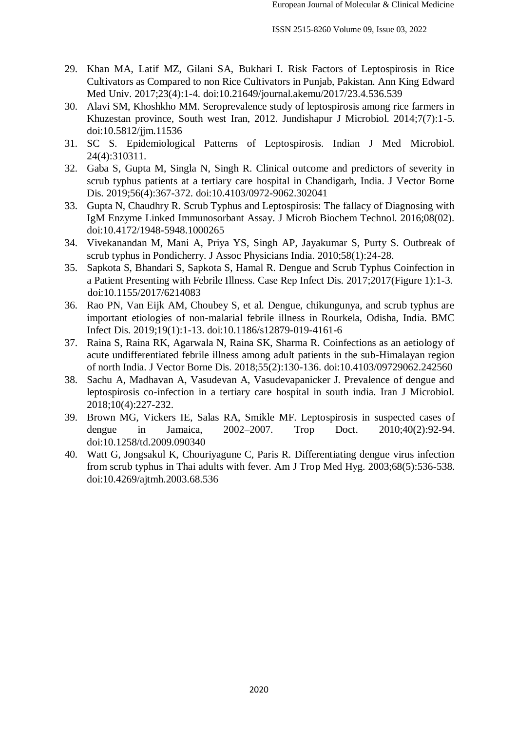29. Khan MA, Latif MZ, Gilani SA, Bukhari I. Risk Factors of Leptospirosis in Rice Cultivators as Compared to non Rice Cultivators in Punjab, Pakistan. Ann King Edward Med Univ. 2017;23(4):1-4. doi:10.21649/journal.akemu/2017/23.4.536.539
30. Alavi SM, Khoshkho MM. Seroprevalence study of leptospirosis among rice farmers in Khuzestan province, South west Iran, 2012. Jundishapur J Microbiol. 2014;7(7):1-5. doi:10.5812/jjm.11536
31. SC S. Epidemiological Patterns of Leptospirosis. Indian J Med Microbiol. 24(4):310311.
32. Gaba S, Gupta M, Singla N, Singh R. Clinical outcome and predictors of severity in scrub typhus patients at a tertiary care hospital in Chandigarh, India. J Vector Borne Dis. 2019;56(4):367-372. doi:10.4103/0972-9062.302041
33. Gupta N, Chaudhry R. Scrub Typhus and Leptospirosis: The fallacy of Diagnosing with IgM Enzyme Linked Immunosorbant Assay. J Microb Biochem Technol. 2016;08(02). doi:10.4172/1948-5948.1000265
34. Vivekanandan M, Mani A, Priya YS, Singh AP, Jayakumar S, Purty S. Outbreak of scrub typhus in Pondicherry. J Assoc Physicians India. 2010;58(1):24-28.
35. Sapkota S, Bhandari S, Sapkota S, Hamal R. Dengue and Scrub Typhus Coinfection in a Patient Presenting with Febrile Illness. Case Rep Infect Dis. 2017;2017(Figure 1):1-3. doi:10.1155/2017/6214083
36. Rao PN, Van Eijk AM, Choubey S, et al. Dengue, chikungunya, and scrub typhus are important etiologies of non-malarial febrile illness in Rourkela, Odisha, India. BMC Infect Dis. 2019;19(1):1-13. doi:10.1186/s12879-019-4161-6
37. Raina S, Raina RK, Agarwala N, Raina SK, Sharma R. Coinfections as an aetiology of acute undifferentiated febrile illness among adult patients in the sub-Himalayan region of north India. J Vector Borne Dis. 2018;55(2):130-136. doi:10.4103/09729062.242560
38. Sachu A, Madhavan A, Vasudevan A, Vasudevapanicker J. Prevalence of dengue and leptospirosis co-infection in a tertiary care hospital in south india. Iran J Microbiol. 2018;10(4):227-232.
39. Brown MG, Vickers IE, Salas RA, Smikle MF. Leptospirosis in suspected cases of dengue in Jamaica, 2002–2007. Trop Doct. 2010;40(2):92-94. doi:10.1258/td.2009.090340
40. Watt G, Jongsakul K, Chouriyagune C, Paris R. Differentiating dengue virus infection from scrub typhus in Thai adults with fever. Am J Trop Med Hyg. 2003;68(5):536-538. doi:10.4269/ajtmh.2003.68.536